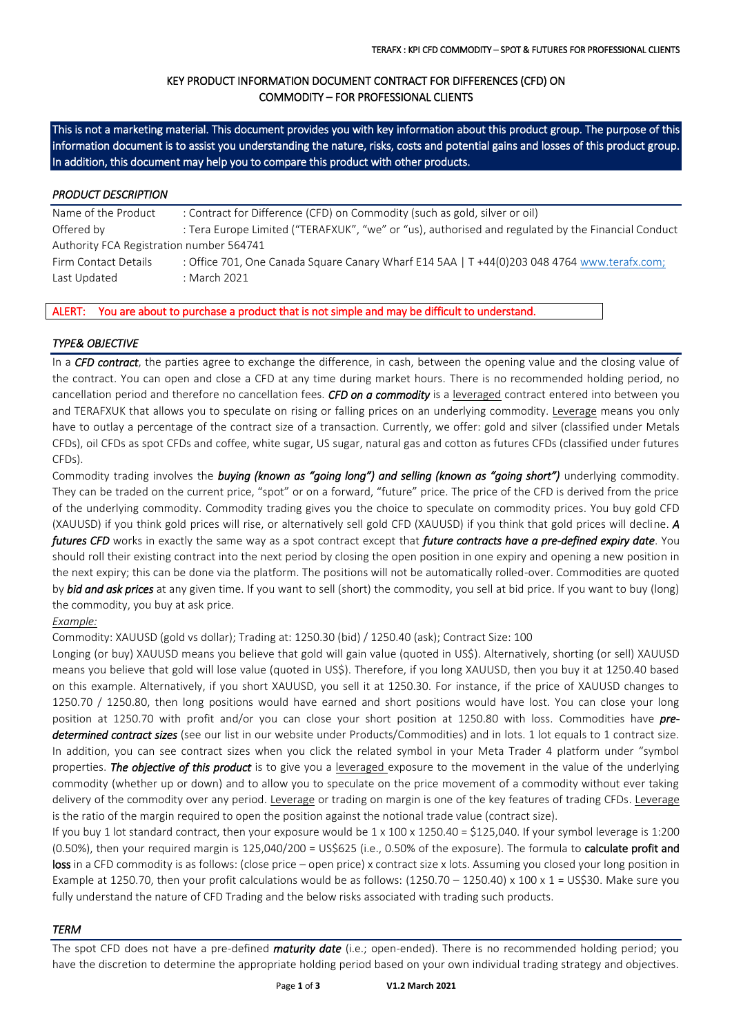# KEY PRODUCT INFORMATION DOCUMENT CONTRACT FOR DIFFERENCES (CFD) ON COMMODITY – FOR PROFESSIONAL CLIENTS

This is not a marketing material. This document provides you with key information about this product group. The purpose of this information document is to assist you understanding the nature, risks, costs and potential gains and losses of this product group. In addition, this document may help you to compare this product with other products.

## *PRODUCT DESCRIPTION*

| | |
|---|---|
| Name of the Product | : Contract for Difference (CFD) on Commodity (such as gold, silver or oil) |
| Offered by | : Tera Europe Limited ("TERAFXUK", "we" or "us), authorised and regulated by the Financial Conduct Authority FCA Registration number 564741 |
| Firm Contact Details | : Office 701, One Canada Square Canary Wharf E14 5AA \| T +44(0)203 048 4764 www.terafx.com; |
| Last Updated | : March 2021 |

ALERT: You are about to purchase a product that is not simple and may be difficult to understand.

## *TYPE& OBJECTIVE*

In a ***CFD contract***, the parties agree to exchange the difference, in cash, between the opening value and the closing value of the contract. You can open and close a CFD at any time during market hours. There is no recommended holding period, no cancellation period and therefore no cancellation fees. ***CFD on a commodity*** is a leveraged contract entered into between you and TERAFXUK that allows you to speculate on rising or falling prices on an underlying commodity. Leverage means you only have to outlay a percentage of the contract size of a transaction. Currently, we offer: gold and silver (classified under Metals CFDs), oil CFDs as spot CFDs and coffee, white sugar, US sugar, natural gas and cotton as futures CFDs (classified under futures CFDs).

Commodity trading involves the ***buying (known as "going long") and selling (known as "going short")*** underlying commodity. They can be traded on the current price, "spot" or on a forward, "future" price. The price of the CFD is derived from the price of the underlying commodity. Commodity trading gives you the choice to speculate on commodity prices. You buy gold CFD (XAUUSD) if you think gold prices will rise, or alternatively sell gold CFD (XAUUSD) if you think that gold prices will decline. ***A futures CFD*** works in exactly the same way as a spot contract except that ***future contracts have a pre-defined expiry date***. You should roll their existing contract into the next period by closing the open position in one expiry and opening a new position in the next expiry; this can be done via the platform. The positions will not be automatically rolled-over. Commodities are quoted by ***bid and ask prices*** at any given time. If you want to sell (short) the commodity, you sell at bid price. If you want to buy (long) the commodity, you buy at ask price.

*Example:*

Commodity: XAUUSD (gold vs dollar); Trading at: 1250.30 (bid) / 1250.40 (ask); Contract Size: 100

Longing (or buy) XAUUSD means you believe that gold will gain value (quoted in US$). Alternatively, shorting (or sell) XAUUSD means you believe that gold will lose value (quoted in US$). Therefore, if you long XAUUSD, then you buy it at 1250.40 based on this example. Alternatively, if you short XAUUSD, you sell it at 1250.30. For instance, if the price of XAUUSD changes to 1250.70 / 1250.80, then long positions would have earned and short positions would have lost. You can close your long position at 1250.70 with profit and/or you can close your short position at 1250.80 with loss. Commodities have ***pre-determined contract sizes*** (see our list in our website under Products/Commodities) and in lots. 1 lot equals to 1 contract size. In addition, you can see contract sizes when you click the related symbol in your Meta Trader 4 platform under "symbol properties. ***The objective of this product*** is to give you a leveraged exposure to the movement in the value of the underlying commodity (whether up or down) and to allow you to speculate on the price movement of a commodity without ever taking delivery of the commodity over any period. Leverage or trading on margin is one of the key features of trading CFDs. Leverage is the ratio of the margin required to open the position against the notional trade value (contract size).

If you buy 1 lot standard contract, then your exposure would be 1 x 100 x 1250.40 = $125,040. If your symbol leverage is 1:200 (0.50%), then your required margin is 125,040/200 = US$625 (i.e., 0.50% of the exposure). The formula to **calculate profit and loss** in a CFD commodity is as follows: (close price – open price) x contract size x lots. Assuming you closed your long position in Example at 1250.70, then your profit calculations would be as follows: (1250.70 – 1250.40) x 100 x 1 = US$30. Make sure you fully understand the nature of CFD Trading and the below risks associated with trading such products.

## *TERM*

The spot CFD does not have a pre-defined ***maturity date*** (i.e.; open-ended). There is no recommended holding period; you have the discretion to determine the appropriate holding period based on your own individual trading strategy and objectives.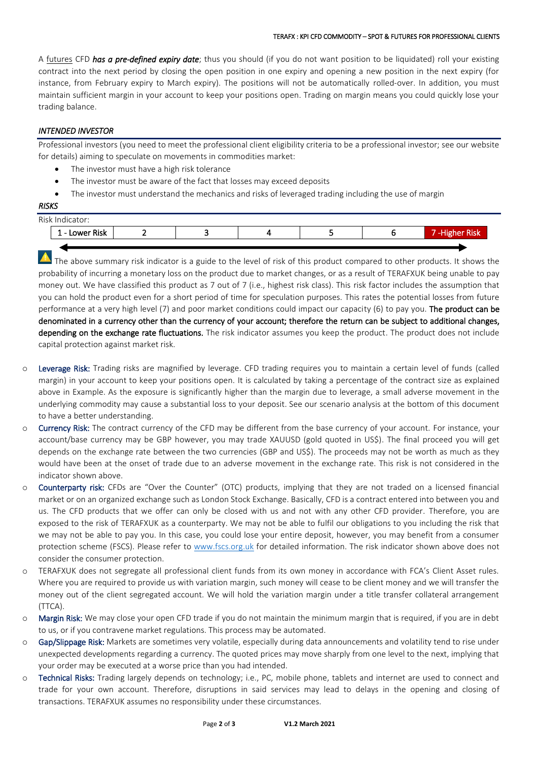A futures CFD ***has a pre-defined expiry date***; thus you should (if you do not want position to be liquidated) roll your existing contract into the next period by closing the open position in one expiry and opening a new position in the next expiry (for instance, from February expiry to March expiry). The positions will not be automatically rolled-over. In addition, you must maintain sufficient margin in your account to keep your positions open. Trading on margin means you could quickly lose your trading balance.

### *INTENDED INVESTOR*

Professional investors (you need to meet the professional client eligibility criteria to be a professional investor; see our website for details) aiming to speculate on movements in commodities market:

- The investor must have a high risk tolerance
- The investor must be aware of the fact that losses may exceed deposits
- The investor must understand the mechanics and risks of leveraged trading including the use of margin

### *RISKS*

Risk Indicator:

| 1 - Lower Risk | 2 | 3 | 4 | 5 | 6 | 7 -Higher Risk |
|---|---|---|---|---|---|---|

The above summary risk indicator is a guide to the level of risk of this product compared to other products. It shows the probability of incurring a monetary loss on the product due to market changes, or as a result of TERAFXUK being unable to pay money out. We have classified this product as 7 out of 7 (i.e., highest risk class). This risk factor includes the assumption that you can hold the product even for a short period of time for speculation purposes. This rates the potential losses from future performance at a very high level (7) and poor market conditions could impact our capacity (6) to pay you. **The product can be denominated in a currency other than the currency of your account; therefore the return can be subject to additional changes, depending on the exchange rate fluctuations.** The risk indicator assumes you keep the product. The product does not include capital protection against market risk.

- Leverage Risk: Trading risks are magnified by leverage. CFD trading requires you to maintain a certain level of funds (called margin) in your account to keep your positions open. It is calculated by taking a percentage of the contract size as explained above in Example. As the exposure is significantly higher than the margin due to leverage, a small adverse movement in the underlying commodity may cause a substantial loss to your deposit. See our scenario analysis at the bottom of this document to have a better understanding.
- Currency Risk: The contract currency of the CFD may be different from the base currency of your account. For instance, your account/base currency may be GBP however, you may trade XAUUSD (gold quoted in US$). The final proceed you will get depends on the exchange rate between the two currencies (GBP and US$). The proceeds may not be worth as much as they would have been at the onset of trade due to an adverse movement in the exchange rate. This risk is not considered in the indicator shown above.
- Counterparty risk: CFDs are "Over the Counter" (OTC) products, implying that they are not traded on a licensed financial market or on an organized exchange such as London Stock Exchange. Basically, CFD is a contract entered into between you and us. The CFD products that we offer can only be closed with us and not with any other CFD provider. Therefore, you are exposed to the risk of TERAFXUK as a counterparty. We may not be able to fulfil our obligations to you including the risk that we may not be able to pay you. In this case, you could lose your entire deposit, however, you may benefit from a consumer protection scheme (FSCS). Please refer to www.fscs.org.uk for detailed information. The risk indicator shown above does not consider the consumer protection.
- TERAFXUK does not segregate all professional client funds from its own money in accordance with FCA's Client Asset rules. Where you are required to provide us with variation margin, such money will cease to be client money and we will transfer the money out of the client segregated account. We will hold the variation margin under a title transfer collateral arrangement (TTCA).
- Margin Risk: We may close your open CFD trade if you do not maintain the minimum margin that is required, if you are in debt to us, or if you contravene market regulations. This process may be automated.
- Gap/Slippage Risk: Markets are sometimes very volatile, especially during data announcements and volatility tend to rise under unexpected developments regarding a currency. The quoted prices may move sharply from one level to the next, implying that your order may be executed at a worse price than you had intended.
- Technical Risks: Trading largely depends on technology; i.e., PC, mobile phone, tablets and internet are used to connect and trade for your own account. Therefore, disruptions in said services may lead to delays in the opening and closing of transactions. TERAFXUK assumes no responsibility under these circumstances.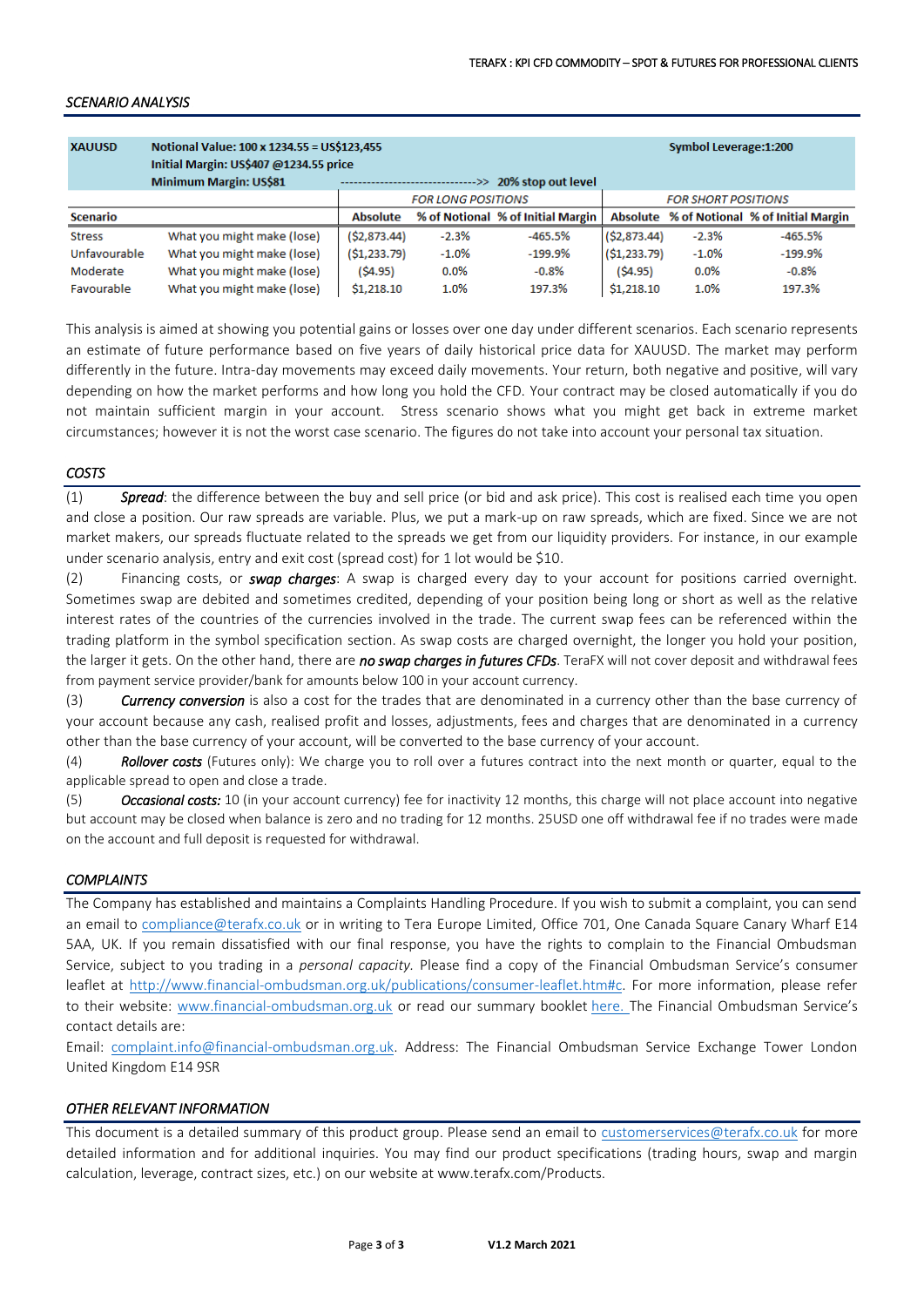## SCENARIO ANALYSIS

| XAUUSD | Notional Value: 100 x 1234.55 = US$123,455<br>Initial Margin: US$407 @1234.55 price<br>Minimum Margin: US$81 | ------------------------------->> 20% stop out level | | | Symbol Leverage:1:200 | | |
|---|---|---|---|---|---|---|---|
| | | FOR LONG POSITIONS | | | FOR SHORT POSITIONS | | |
| **Scenario** | | **Absolute** | **% of Notional** | **% of Initial Margin** | **Absolute** | **% of Notional** | **% of Initial Margin** |
| Stress | What you might make (lose) | ($2,873.44) | -2.3% | -465.5% | ($2,873.44) | -2.3% | -465.5% |
| Unfavourable | What you might make (lose) | ($1,233.79) | -1.0% | -199.9% | ($1,233.79) | -1.0% | -199.9% |
| Moderate | What you might make (lose) | ($4.95) | 0.0% | -0.8% | ($4.95) | 0.0% | -0.8% |
| Favourable | What you might make (lose) | $1,218.10 | 1.0% | 197.3% | $1,218.10 | 1.0% | 197.3% |

This analysis is aimed at showing you potential gains or losses over one day under different scenarios. Each scenario represents an estimate of future performance based on five years of daily historical price data for XAUUSD. The market may perform differently in the future. Intra-day movements may exceed daily movements. Your return, both negative and positive, will vary depending on how the market performs and how long you hold the CFD. Your contract may be closed automatically if you do not maintain sufficient margin in your account. Stress scenario shows what you might get back in extreme market circumstances; however it is not the worst case scenario. The figures do not take into account your personal tax situation.

## COSTS

(1) ***Spread***: the difference between the buy and sell price (or bid and ask price). This cost is realised each time you open and close a position. Our raw spreads are variable. Plus, we put a mark-up on raw spreads, which are fixed. Since we are not market makers, our spreads fluctuate related to the spreads we get from our liquidity providers. For instance, in our example under scenario analysis, entry and exit cost (spread cost) for 1 lot would be $10.

(2) Financing costs, or ***swap charges***: A swap is charged every day to your account for positions carried overnight. Sometimes swap are debited and sometimes credited, depending of your position being long or short as well as the relative interest rates of the countries of the currencies involved in the trade. The current swap fees can be referenced within the trading platform in the symbol specification section. As swap costs are charged overnight, the longer you hold your position, the larger it gets. On the other hand, there are ***no swap charges in futures CFDs***. TeraFX will not cover deposit and withdrawal fees from payment service provider/bank for amounts below 100 in your account currency.

(3) ***Currency conversion*** is also a cost for the trades that are denominated in a currency other than the base currency of your account because any cash, realised profit and losses, adjustments, fees and charges that are denominated in a currency other than the base currency of your account, will be converted to the base currency of your account.

(4) ***Rollover costs*** (Futures only): We charge you to roll over a futures contract into the next month or quarter, equal to the applicable spread to open and close a trade.

(5) ***Occasional costs:*** 10 (in your account currency) fee for inactivity 12 months, this charge will not place account into negative but account may be closed when balance is zero and no trading for 12 months. 25USD one off withdrawal fee if no trades were made on the account and full deposit is requested for withdrawal.

## COMPLAINTS

The Company has established and maintains a Complaints Handling Procedure. If you wish to submit a complaint, you can send an email to compliance@terafx.co.uk or in writing to Tera Europe Limited, Office 701, One Canada Square Canary Wharf E14 5AA, UK. If you remain dissatisfied with our final response, you have the rights to complain to the Financial Ombudsman Service, subject to you trading in a *personal capacity.* Please find a copy of the Financial Ombudsman Service's consumer leaflet at http://www.financial-ombudsman.org.uk/publications/consumer-leaflet.htm#c. For more information, please refer to their website: www.financial-ombudsman.org.uk or read our summary booklet here. The Financial Ombudsman Service's contact details are:

Email: complaint.info@financial-ombudsman.org.uk. Address: The Financial Ombudsman Service Exchange Tower London United Kingdom E14 9SR

## OTHER RELEVANT INFORMATION

This document is a detailed summary of this product group. Please send an email to customerservices@terafx.co.uk for more detailed information and for additional inquiries. You may find our product specifications (trading hours, swap and margin calculation, leverage, contract sizes, etc.) on our website at www.terafx.com/Products.

V1.2 March 2021